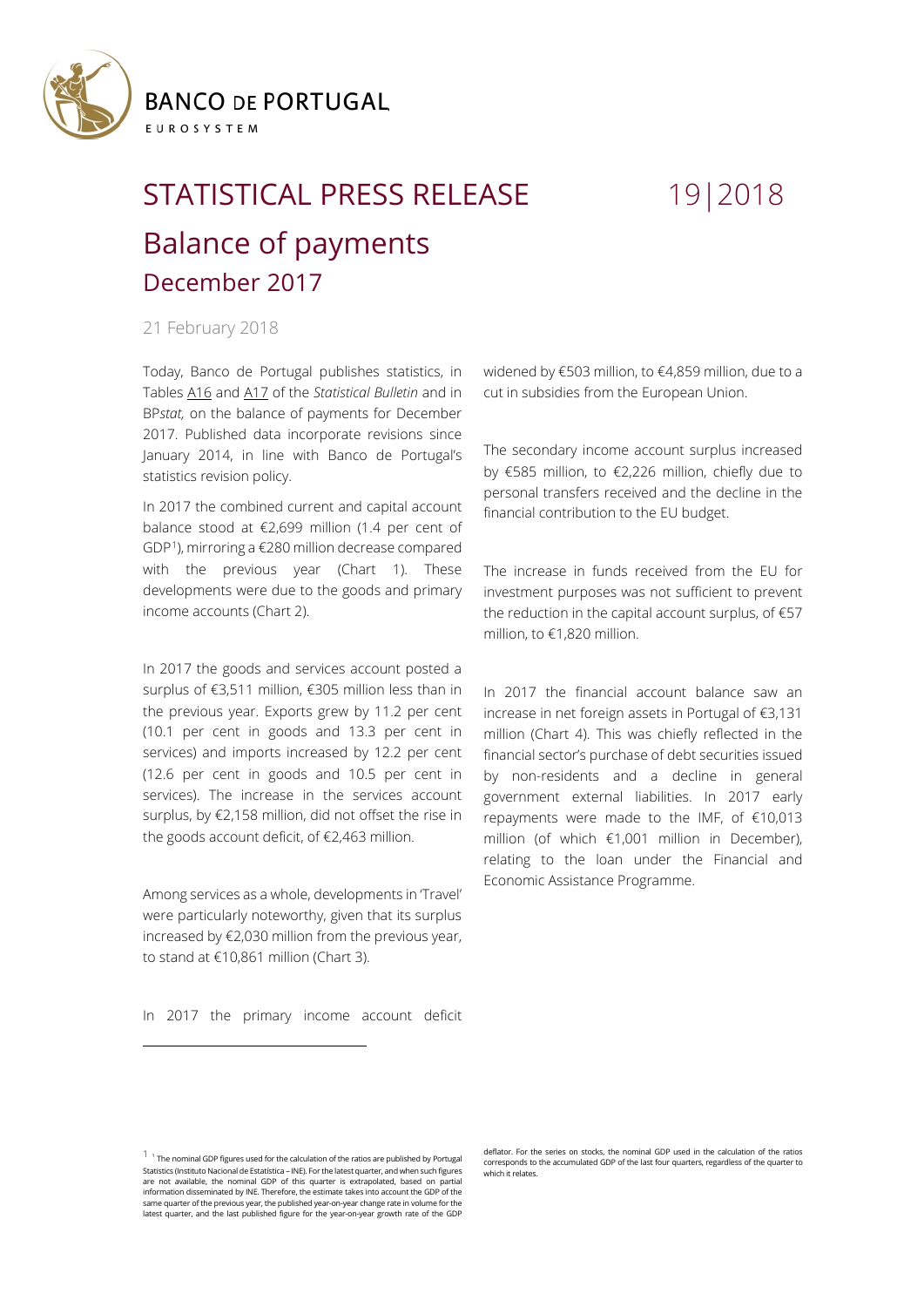BANCO DE PORTUGAL

EUROSYSTEM

# STATISTICAL PRESS RELEASE 19|2018

## Balance of payments

### December 2017

21 February 2018

Today, Banco de Portugal publishes statistics, in Tables A16 and A17 of the *Statistical Bulletin* and in BP*stat,* on the balance of payments for December 2017. Published data incorporate revisions since January 2014, in line with Banco de Portugal's statistics revision policy.

In 2017 the combined current and capital account balance stood at €2,699 million (1.4 per cent of GDP[1]), mirroring a €280 million decrease compared with the previous year (Chart 1). These developments were due to the goods and primary income accounts (Chart 2).

In 2017 the goods and services account posted a surplus of €3,511 million, €305 million less than in the previous year. Exports grew by 11.2 per cent (10.1 per cent in goods and 13.3 per cent in services) and imports increased by 12.2 per cent (12.6 per cent in goods and 10.5 per cent in services). The increase in the services account surplus, by €2,158 million, did not offset the rise in the goods account deficit, of €2,463 million.

Among services as a whole, developments in 'Travel' were particularly noteworthy, given that its surplus increased by €2,030 million from the previous year, to stand at €10,861 million (Chart 3).

In 2017 the primary income account deficit widened by €503 million, to €4,859 million, due to a cut in subsidies from the European Union.

The secondary income account surplus increased by €585 million, to €2,226 million, chiefly due to personal transfers received and the decline in the financial contribution to the EU budget.

The increase in funds received from the EU for investment purposes was not sufficient to prevent the reduction in the capital account surplus, of €57 million, to €1,820 million.

In 2017 the financial account balance saw an increase in net foreign assets in Portugal of €3,131 million (Chart 4). This was chiefly reflected in the financial sector's purchase of debt securities issued by non-residents and a decline in general government external liabilities. In 2017 early repayments were made to the IMF, of €10,013 million (of which €1,001 million in December), relating to the loan under the Financial and Economic Assistance Programme.

[1] The nominal GDP figures used for the calculation of the ratios are published by Portugal Statistics (Instituto Nacional de Estatística – INE). For the latest quarter, and when such figures are not available, the nominal GDP of this quarter is extrapolated, based on partial information disseminated by INE. Therefore, the estimate takes into account the GDP of the same quarter of the previous year, the published year-on-year change rate in volume for the latest quarter, and the last published figure for the year-on-year growth rate of the GDP deflator. For the series on stocks, the nominal GDP used in the calculation of the ratios corresponds to the accumulated GDP of the last four quarters, regardless of the quarter to which it relates.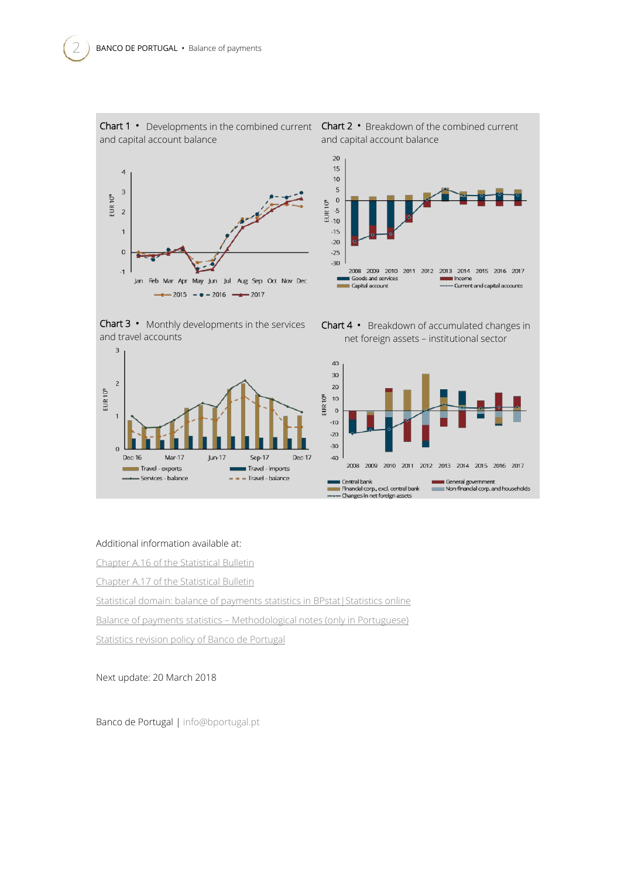**Chart 1** • Developments in the combined current and capital account balance

EUR 10⁹

4
3
2
1
0
-1

Jan Feb Mar Apr May Jun Jul Aug Sep Oct Nov Dec

2015 2016 2017

**Chart 2** • Breakdown of the combined current and capital account balance

EUR 10⁹

20
15
10
5
0
-5
-10
-15
-20
-25
-30

2008 2009 2010 2011 2012 2013 2014 2015 2016 2017

Goods and services
Income
Capital account
Current and capital accounts

**Chart 3** • Monthly developments in the services and travel accounts

EUR 10⁹

3
2
1
0

Dec-16 Mar-17 Jun-17 Sep-17 Dec-17

Travel - exports
Travel - imports
Services - balance
Travel - balance

**Chart 4** • Breakdown of accumulated changes in net foreign assets – institutional sector

EUR 10⁹

40
30
20
10
0
-10
-20
-30
-40

2008 2009 2010 2011 2012 2013 2014 2015 2016 2017

Central bank
General government
Financial corp., excl. central bank
Non-financial corp. and households
Changes in net foreign assets

Additional information available at:

Chapter A.16 of the Statistical Bulletin

Chapter A.17 of the Statistical Bulletin

Statistical domain: balance of payments statistics in BPstat | Statistics online

Balance of payments statistics – Methodological notes (only in Portuguese)

Statistics revision policy of Banco de Portugal

Next update: 20 March 2018

Banco de Portugal | info@bportugal.pt